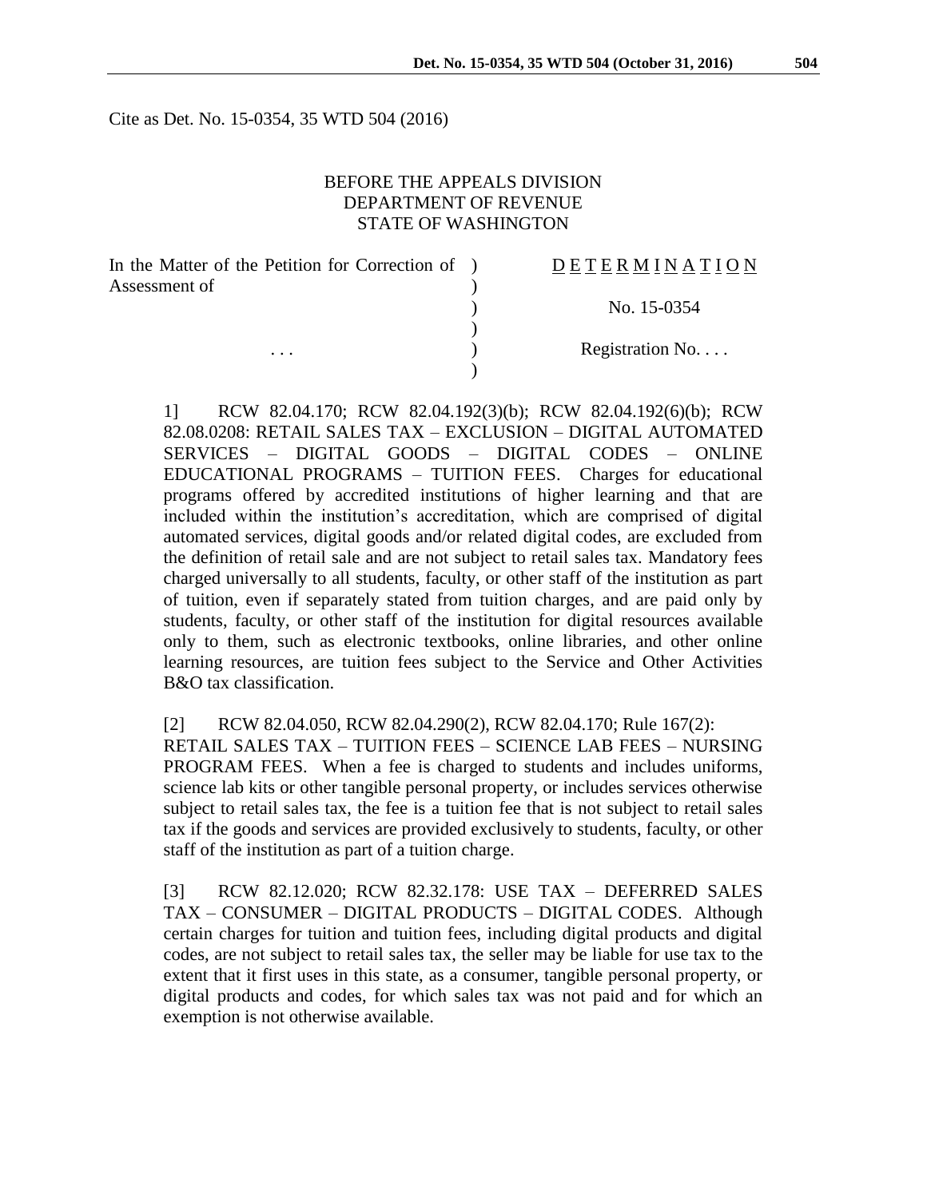Cite as Det. No. 15-0354, 35 WTD 504 (2016)

BEFORE THE APPEALS DIVISION
DEPARTMENT OF REVENUE
STATE OF WASHINGTON

| In the Matter of the Petition for Correction of Assessment of | ) | D E T E R M I N A T I O N |
|---|---|---|
| | ) | No. 15-0354 |
| . . . | ) | Registration No. . . . |

1] RCW 82.04.170; RCW 82.04.192(3)(b); RCW 82.04.192(6)(b); RCW 82.08.0208: RETAIL SALES TAX – EXCLUSION – DIGITAL AUTOMATED SERVICES – DIGITAL GOODS – DIGITAL CODES – ONLINE EDUCATIONAL PROGRAMS – TUITION FEES. Charges for educational programs offered by accredited institutions of higher learning and that are included within the institution's accreditation, which are comprised of digital automated services, digital goods and/or related digital codes, are excluded from the definition of retail sale and are not subject to retail sales tax. Mandatory fees charged universally to all students, faculty, or other staff of the institution as part of tuition, even if separately stated from tuition charges, and are paid only by students, faculty, or other staff of the institution for digital resources available only to them, such as electronic textbooks, online libraries, and other online learning resources, are tuition fees subject to the Service and Other Activities B&O tax classification.

[2] RCW 82.04.050, RCW 82.04.290(2), RCW 82.04.170; Rule 167(2): RETAIL SALES TAX – TUITION FEES – SCIENCE LAB FEES – NURSING PROGRAM FEES. When a fee is charged to students and includes uniforms, science lab kits or other tangible personal property, or includes services otherwise subject to retail sales tax, the fee is a tuition fee that is not subject to retail sales tax if the goods and services are provided exclusively to students, faculty, or other staff of the institution as part of a tuition charge.

[3] RCW 82.12.020; RCW 82.32.178: USE TAX – DEFERRED SALES TAX – CONSUMER – DIGITAL PRODUCTS – DIGITAL CODES. Although certain charges for tuition and tuition fees, including digital products and digital codes, are not subject to retail sales tax, the seller may be liable for use tax to the extent that it first uses in this state, as a consumer, tangible personal property, or digital products and codes, for which sales tax was not paid and for which an exemption is not otherwise available.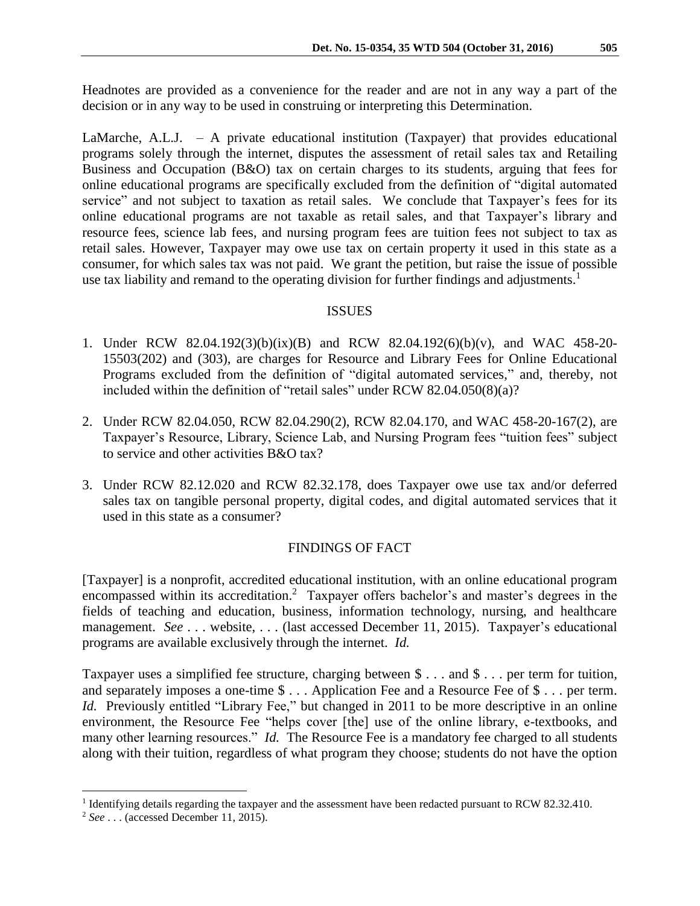Headnotes are provided as a convenience for the reader and are not in any way a part of the decision or in any way to be used in construing or interpreting this Determination.

LaMarche, A.L.J. – A private educational institution (Taxpayer) that provides educational programs solely through the internet, disputes the assessment of retail sales tax and Retailing Business and Occupation (B&O) tax on certain charges to its students, arguing that fees for online educational programs are specifically excluded from the definition of "digital automated service" and not subject to taxation as retail sales. We conclude that Taxpayer's fees for its online educational programs are not taxable as retail sales, and that Taxpayer's library and resource fees, science lab fees, and nursing program fees are tuition fees not subject to tax as retail sales. However, Taxpayer may owe use tax on certain property it used in this state as a consumer, for which sales tax was not paid. We grant the petition, but raise the issue of possible use tax liability and remand to the operating division for further findings and adjustments.[1]

## ISSUES

1. Under RCW 82.04.192(3)(b)(ix)(B) and RCW 82.04.192(6)(b)(v), and WAC 458-20-15503(202) and (303), are charges for Resource and Library Fees for Online Educational Programs excluded from the definition of "digital automated services," and, thereby, not included within the definition of "retail sales" under RCW 82.04.050(8)(a)?

2. Under RCW 82.04.050, RCW 82.04.290(2), RCW 82.04.170, and WAC 458-20-167(2), are Taxpayer's Resource, Library, Science Lab, and Nursing Program fees "tuition fees" subject to service and other activities B&O tax?

3. Under RCW 82.12.020 and RCW 82.32.178, does Taxpayer owe use tax and/or deferred sales tax on tangible personal property, digital codes, and digital automated services that it used in this state as a consumer?

## FINDINGS OF FACT

[Taxpayer] is a nonprofit, accredited educational institution, with an online educational program encompassed within its accreditation.[2] Taxpayer offers bachelor's and master's degrees in the fields of teaching and education, business, information technology, nursing, and healthcare management. *See* . . . website, . . . (last accessed December 11, 2015). Taxpayer's educational programs are available exclusively through the internet. *Id.*

Taxpayer uses a simplified fee structure, charging between $ . . . and $ . . . per term for tuition, and separately imposes a one-time $ . . . Application Fee and a Resource Fee of $ . . . per term. *Id.* Previously entitled "Library Fee," but changed in 2011 to be more descriptive in an online environment, the Resource Fee "helps cover [the] use of the online library, e-textbooks, and many other learning resources." *Id.* The Resource Fee is a mandatory fee charged to all students along with their tuition, regardless of what program they choose; students do not have the option

---

[1] Identifying details regarding the taxpayer and the assessment have been redacted pursuant to RCW 82.32.410.

[2] *See* . . . (accessed December 11, 2015).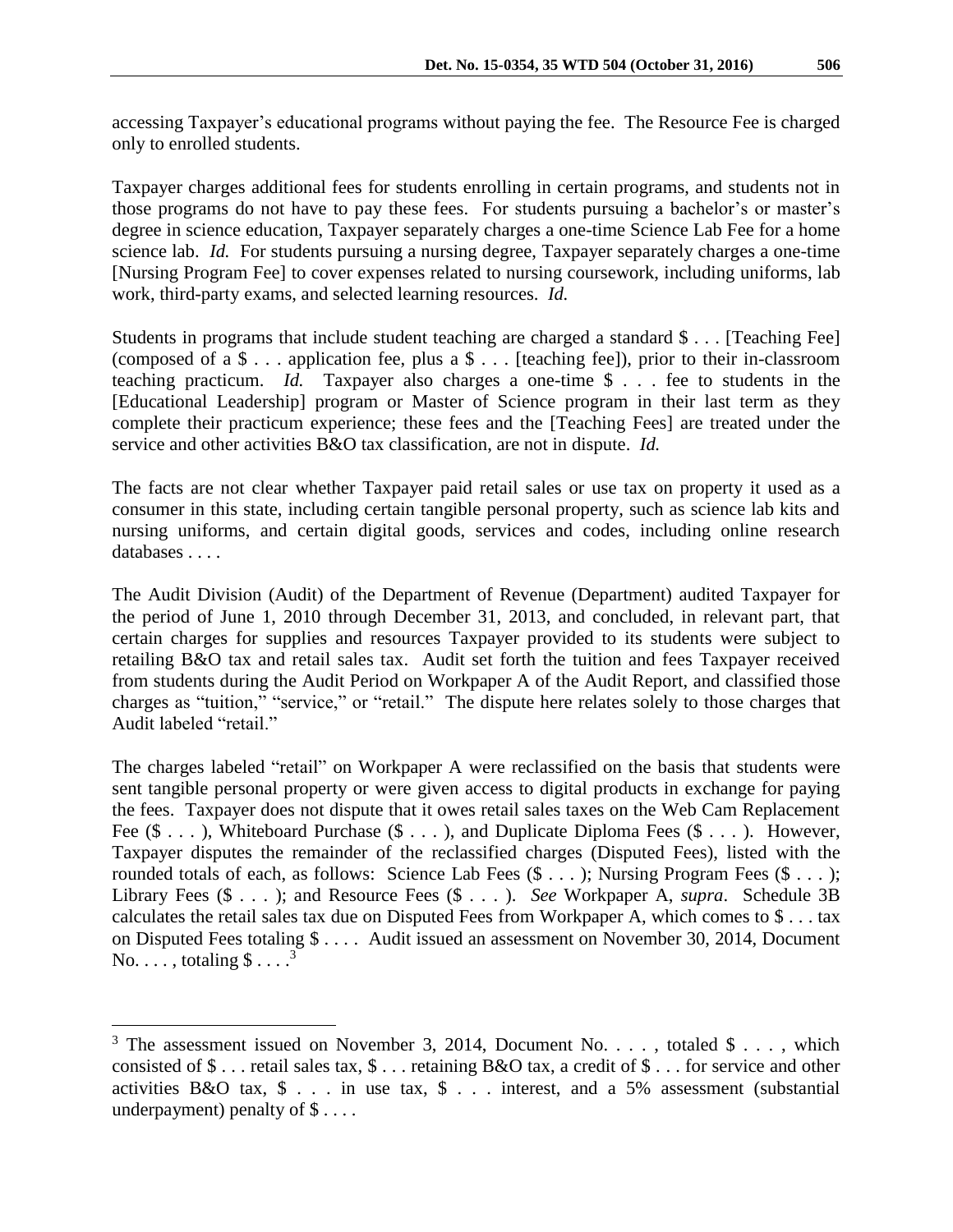accessing Taxpayer's educational programs without paying the fee. The Resource Fee is charged only to enrolled students.

Taxpayer charges additional fees for students enrolling in certain programs, and students not in those programs do not have to pay these fees. For students pursuing a bachelor's or master's degree in science education, Taxpayer separately charges a one-time Science Lab Fee for a home science lab. *Id.* For students pursuing a nursing degree, Taxpayer separately charges a one-time [Nursing Program Fee] to cover expenses related to nursing coursework, including uniforms, lab work, third-party exams, and selected learning resources. *Id.*

Students in programs that include student teaching are charged a standard $ . . . [Teaching Fee] (composed of a $ . . . application fee, plus a $ . . . [teaching fee]), prior to their in-classroom teaching practicum. *Id.* Taxpayer also charges a one-time $ . . . fee to students in the [Educational Leadership] program or Master of Science program in their last term as they complete their practicum experience; these fees and the [Teaching Fees] are treated under the service and other activities B&O tax classification, are not in dispute. *Id.*

The facts are not clear whether Taxpayer paid retail sales or use tax on property it used as a consumer in this state, including certain tangible personal property, such as science lab kits and nursing uniforms, and certain digital goods, services and codes, including online research databases . . . .

The Audit Division (Audit) of the Department of Revenue (Department) audited Taxpayer for the period of June 1, 2010 through December 31, 2013, and concluded, in relevant part, that certain charges for supplies and resources Taxpayer provided to its students were subject to retailing B&O tax and retail sales tax. Audit set forth the tuition and fees Taxpayer received from students during the Audit Period on Workpaper A of the Audit Report, and classified those charges as "tuition," "service," or "retail." The dispute here relates solely to those charges that Audit labeled "retail."

The charges labeled "retail" on Workpaper A were reclassified on the basis that students were sent tangible personal property or were given access to digital products in exchange for paying the fees. Taxpayer does not dispute that it owes retail sales taxes on the Web Cam Replacement Fee ($ . . . ), Whiteboard Purchase ($ . . . ), and Duplicate Diploma Fees ($ . . . ). However, Taxpayer disputes the remainder of the reclassified charges (Disputed Fees), listed with the rounded totals of each, as follows: Science Lab Fees ($ . . . ); Nursing Program Fees ($ . . . ); Library Fees ($ . . . ); and Resource Fees ($ . . . ). *See* Workpaper A, *supra*. Schedule 3B calculates the retail sales tax due on Disputed Fees from Workpaper A, which comes to $ . . . tax on Disputed Fees totaling $ . . . . Audit issued an assessment on November 30, 2014, Document No. . . . , totaling $ . . . .[3]

---

[3] The assessment issued on November 3, 2014, Document No. . . . , totaled $ . . . , which consisted of $ . . . retail sales tax, $ . . . retaining B&O tax, a credit of $ . . . for service and other activities B&O tax, $ . . . in use tax, $ . . . interest, and a 5% assessment (substantial underpayment) penalty of $ . . . .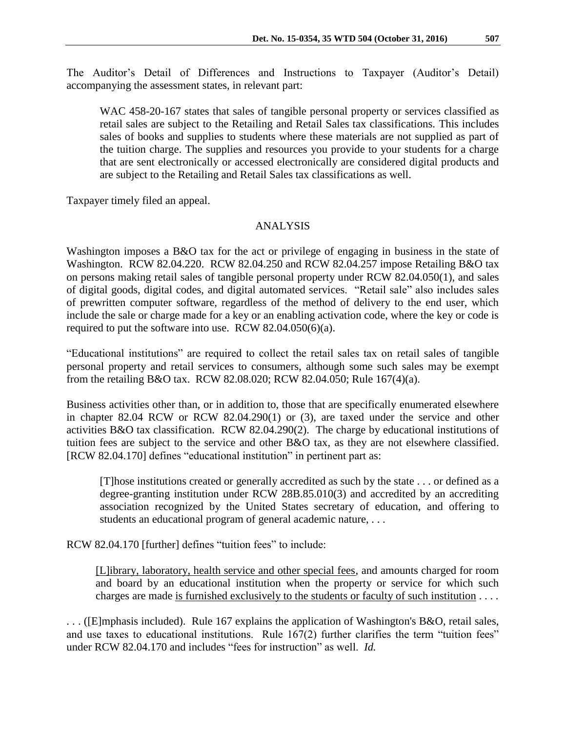The Auditor's Detail of Differences and Instructions to Taxpayer (Auditor's Detail) accompanying the assessment states, in relevant part:

> WAC 458-20-167 states that sales of tangible personal property or services classified as retail sales are subject to the Retailing and Retail Sales tax classifications. This includes sales of books and supplies to students where these materials are not supplied as part of the tuition charge. The supplies and resources you provide to your students for a charge that are sent electronically or accessed electronically are considered digital products and are subject to the Retailing and Retail Sales tax classifications as well.

Taxpayer timely filed an appeal.

## ANALYSIS

Washington imposes a B&O tax for the act or privilege of engaging in business in the state of Washington. RCW 82.04.220. RCW 82.04.250 and RCW 82.04.257 impose Retailing B&O tax on persons making retail sales of tangible personal property under RCW 82.04.050(1), and sales of digital goods, digital codes, and digital automated services. "Retail sale" also includes sales of prewritten computer software, regardless of the method of delivery to the end user, which include the sale or charge made for a key or an enabling activation code, where the key or code is required to put the software into use. RCW 82.04.050(6)(a).

"Educational institutions" are required to collect the retail sales tax on retail sales of tangible personal property and retail services to consumers, although some such sales may be exempt from the retailing B&O tax. RCW 82.08.020; RCW 82.04.050; Rule 167(4)(a).

Business activities other than, or in addition to, those that are specifically enumerated elsewhere in chapter 82.04 RCW or RCW 82.04.290(1) or (3), are taxed under the service and other activities B&O tax classification. RCW 82.04.290(2). The charge by educational institutions of tuition fees are subject to the service and other B&O tax, as they are not elsewhere classified. [RCW 82.04.170] defines "educational institution" in pertinent part as:

> [T]hose institutions created or generally accredited as such by the state . . . or defined as a degree-granting institution under RCW 28B.85.010(3) and accredited by an accrediting association recognized by the United States secretary of education, and offering to students an educational program of general academic nature, . . .

RCW 82.04.170 [further] defines "tuition fees" to include:

> <u>[L]ibrary, laboratory, health service and other special fees</u>, and amounts charged for room and board by an educational institution when the property or service for which such charges are made <u>is furnished exclusively to the students or faculty of such institution</u> . . . .

. . . ([E]mphasis included). Rule 167 explains the application of Washington's B&O, retail sales, and use taxes to educational institutions. Rule 167(2) further clarifies the term "tuition fees" under RCW 82.04.170 and includes "fees for instruction" as well. *Id.*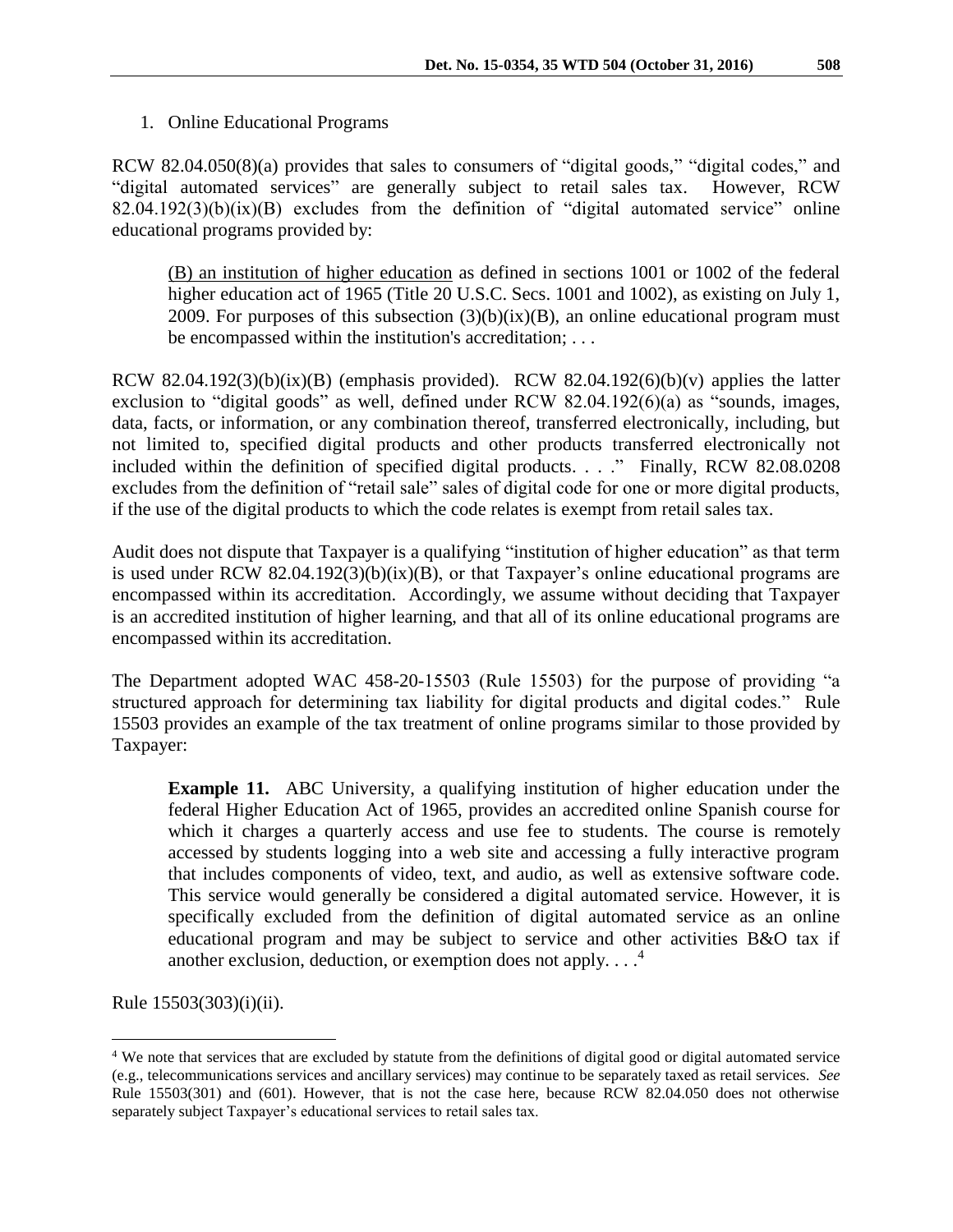1. Online Educational Programs

RCW 82.04.050(8)(a) provides that sales to consumers of "digital goods," "digital codes," and "digital automated services" are generally subject to retail sales tax. However, RCW 82.04.192(3)(b)(ix)(B) excludes from the definition of "digital automated service" online educational programs provided by:

> (B) an institution of higher education as defined in sections 1001 or 1002 of the federal higher education act of 1965 (Title 20 U.S.C. Secs. 1001 and 1002), as existing on July 1, 2009. For purposes of this subsection (3)(b)(ix)(B), an online educational program must be encompassed within the institution's accreditation; . . .

RCW 82.04.192(3)(b)(ix)(B) (emphasis provided). RCW 82.04.192(6)(b)(v) applies the latter exclusion to "digital goods" as well, defined under RCW 82.04.192(6)(a) as "sounds, images, data, facts, or information, or any combination thereof, transferred electronically, including, but not limited to, specified digital products and other products transferred electronically not included within the definition of specified digital products. . . ." Finally, RCW 82.08.0208 excludes from the definition of "retail sale" sales of digital code for one or more digital products, if the use of the digital products to which the code relates is exempt from retail sales tax.

Audit does not dispute that Taxpayer is a qualifying "institution of higher education" as that term is used under RCW 82.04.192(3)(b)(ix)(B), or that Taxpayer's online educational programs are encompassed within its accreditation. Accordingly, we assume without deciding that Taxpayer is an accredited institution of higher learning, and that all of its online educational programs are encompassed within its accreditation.

The Department adopted WAC 458-20-15503 (Rule 15503) for the purpose of providing "a structured approach for determining tax liability for digital products and digital codes." Rule 15503 provides an example of the tax treatment of online programs similar to those provided by Taxpayer:

> **Example 11.** ABC University, a qualifying institution of higher education under the federal Higher Education Act of 1965, provides an accredited online Spanish course for which it charges a quarterly access and use fee to students. The course is remotely accessed by students logging into a web site and accessing a fully interactive program that includes components of video, text, and audio, as well as extensive software code. This service would generally be considered a digital automated service. However, it is specifically excluded from the definition of digital automated service as an online educational program and may be subject to service and other activities B&O tax if another exclusion, deduction, or exemption does not apply. . . .[4]

Rule 15503(303)(i)(ii).

[4] We note that services that are excluded by statute from the definitions of digital good or digital automated service (e.g., telecommunications services and ancillary services) may continue to be separately taxed as retail services. *See* Rule 15503(301) and (601). However, that is not the case here, because RCW 82.04.050 does not otherwise separately subject Taxpayer's educational services to retail sales tax.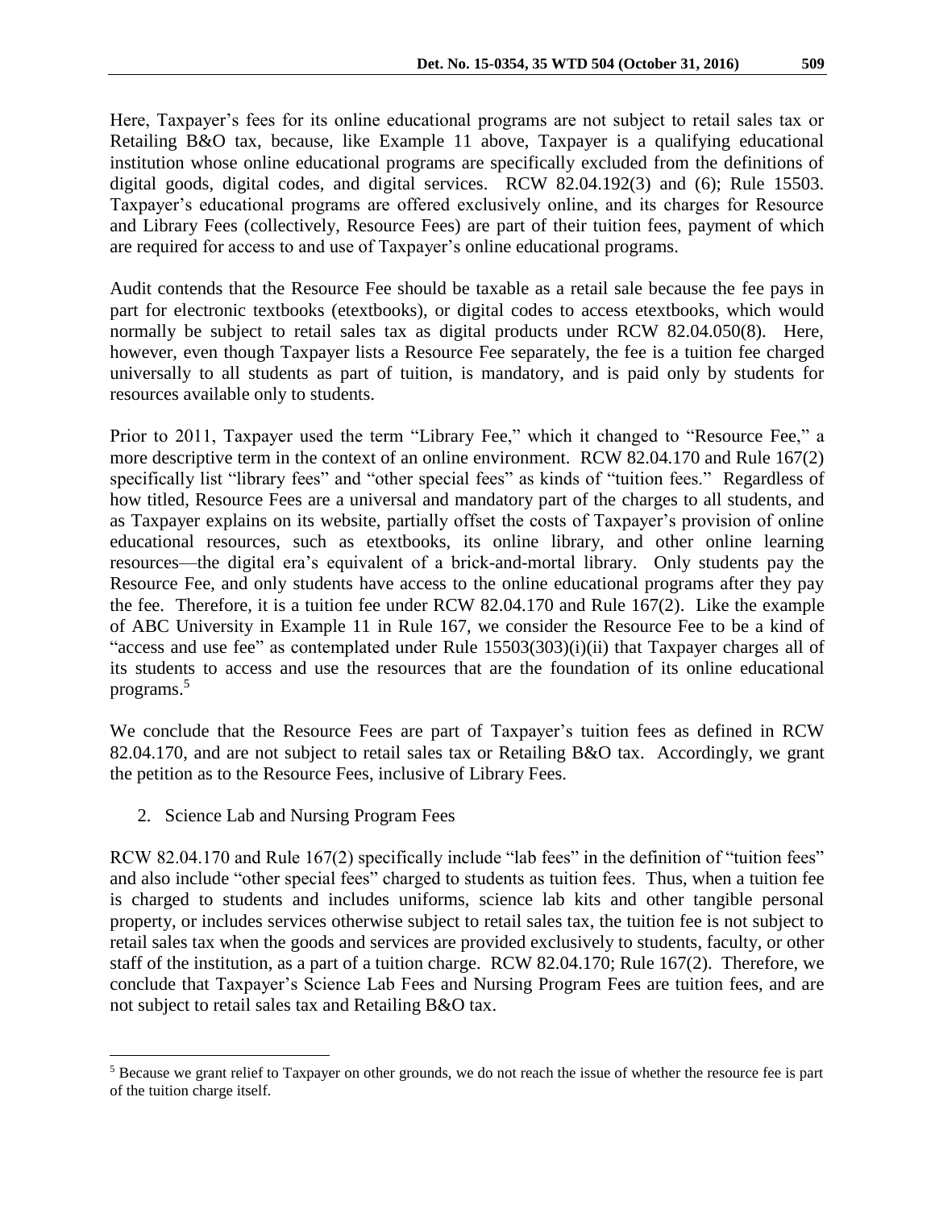Here, Taxpayer's fees for its online educational programs are not subject to retail sales tax or Retailing B&O tax, because, like Example 11 above, Taxpayer is a qualifying educational institution whose online educational programs are specifically excluded from the definitions of digital goods, digital codes, and digital services. RCW 82.04.192(3) and (6); Rule 15503. Taxpayer's educational programs are offered exclusively online, and its charges for Resource and Library Fees (collectively, Resource Fees) are part of their tuition fees, payment of which are required for access to and use of Taxpayer's online educational programs.

Audit contends that the Resource Fee should be taxable as a retail sale because the fee pays in part for electronic textbooks (etextbooks), or digital codes to access etextbooks, which would normally be subject to retail sales tax as digital products under RCW 82.04.050(8). Here, however, even though Taxpayer lists a Resource Fee separately, the fee is a tuition fee charged universally to all students as part of tuition, is mandatory, and is paid only by students for resources available only to students.

Prior to 2011, Taxpayer used the term "Library Fee," which it changed to "Resource Fee," a more descriptive term in the context of an online environment. RCW 82.04.170 and Rule 167(2) specifically list "library fees" and "other special fees" as kinds of "tuition fees." Regardless of how titled, Resource Fees are a universal and mandatory part of the charges to all students, and as Taxpayer explains on its website, partially offset the costs of Taxpayer's provision of online educational resources, such as etextbooks, its online library, and other online learning resources—the digital era's equivalent of a brick-and-mortal library. Only students pay the Resource Fee, and only students have access to the online educational programs after they pay the fee. Therefore, it is a tuition fee under RCW 82.04.170 and Rule 167(2). Like the example of ABC University in Example 11 in Rule 167, we consider the Resource Fee to be a kind of "access and use fee" as contemplated under Rule 15503(303)(i)(ii) that Taxpayer charges all of its students to access and use the resources that are the foundation of its online educational programs.[5]

We conclude that the Resource Fees are part of Taxpayer's tuition fees as defined in RCW 82.04.170, and are not subject to retail sales tax or Retailing B&O tax. Accordingly, we grant the petition as to the Resource Fees, inclusive of Library Fees.

2. Science Lab and Nursing Program Fees

RCW 82.04.170 and Rule 167(2) specifically include "lab fees" in the definition of "tuition fees" and also include "other special fees" charged to students as tuition fees. Thus, when a tuition fee is charged to students and includes uniforms, science lab kits and other tangible personal property, or includes services otherwise subject to retail sales tax, the tuition fee is not subject to retail sales tax when the goods and services are provided exclusively to students, faculty, or other staff of the institution, as a part of a tuition charge. RCW 82.04.170; Rule 167(2). Therefore, we conclude that Taxpayer's Science Lab Fees and Nursing Program Fees are tuition fees, and are not subject to retail sales tax and Retailing B&O tax.

---

[5] Because we grant relief to Taxpayer on other grounds, we do not reach the issue of whether the resource fee is part of the tuition charge itself.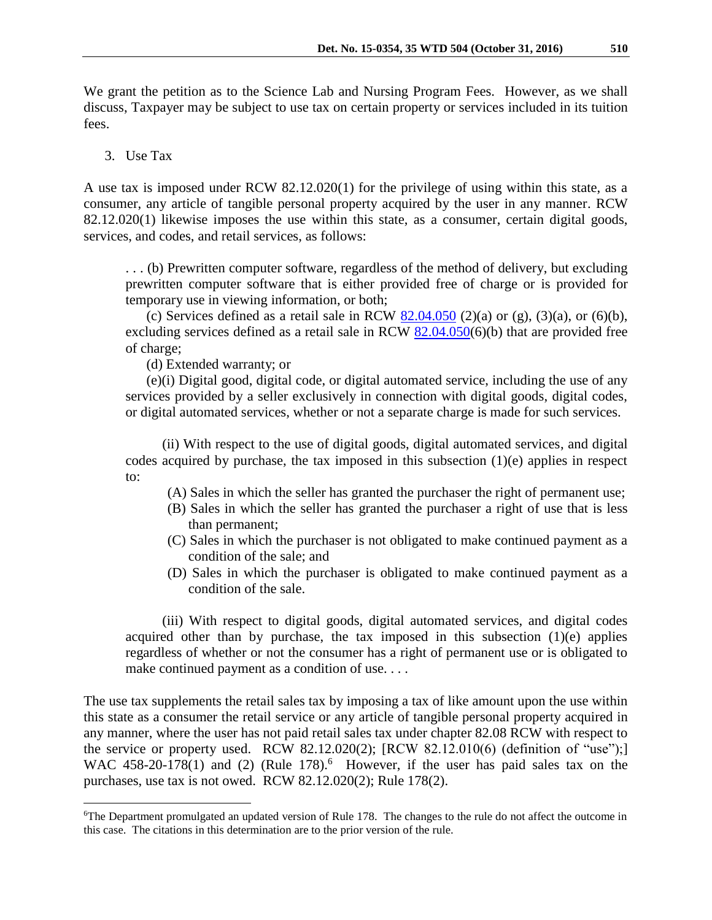We grant the petition as to the Science Lab and Nursing Program Fees. However, as we shall discuss, Taxpayer may be subject to use tax on certain property or services included in its tuition fees.

3. Use Tax

A use tax is imposed under RCW 82.12.020(1) for the privilege of using within this state, as a consumer, any article of tangible personal property acquired by the user in any manner. RCW 82.12.020(1) likewise imposes the use within this state, as a consumer, certain digital goods, services, and codes, and retail services, as follows:

> . . . (b) Prewritten computer software, regardless of the method of delivery, but excluding prewritten computer software that is either provided free of charge or is provided for temporary use in viewing information, or both;
>
> (c) Services defined as a retail sale in RCW 82.04.050 (2)(a) or (g), (3)(a), or (6)(b), excluding services defined as a retail sale in RCW 82.04.050(6)(b) that are provided free of charge;
>
> (d) Extended warranty; or
>
> (e)(i) Digital good, digital code, or digital automated service, including the use of any services provided by a seller exclusively in connection with digital goods, digital codes, or digital automated services, whether or not a separate charge is made for such services.
>
> (ii) With respect to the use of digital goods, digital automated services, and digital codes acquired by purchase, the tax imposed in this subsection (1)(e) applies in respect to:
>
> (A) Sales in which the seller has granted the purchaser the right of permanent use;
>
> (B) Sales in which the seller has granted the purchaser a right of use that is less than permanent;
>
> (C) Sales in which the purchaser is not obligated to make continued payment as a condition of the sale; and
>
> (D) Sales in which the purchaser is obligated to make continued payment as a condition of the sale.
>
> (iii) With respect to digital goods, digital automated services, and digital codes acquired other than by purchase, the tax imposed in this subsection (1)(e) applies regardless of whether or not the consumer has a right of permanent use or is obligated to make continued payment as a condition of use. . . .

The use tax supplements the retail sales tax by imposing a tax of like amount upon the use within this state as a consumer the retail service or any article of tangible personal property acquired in any manner, where the user has not paid retail sales tax under chapter 82.08 RCW with respect to the service or property used. RCW 82.12.020(2); [RCW 82.12.010(6) (definition of "use");] WAC 458-20-178(1) and (2) (Rule 178).[6] However, if the user has paid sales tax on the purchases, use tax is not owed. RCW 82.12.020(2); Rule 178(2).

[6] The Department promulgated an updated version of Rule 178. The changes to the rule do not affect the outcome in this case. The citations in this determination are to the prior version of the rule.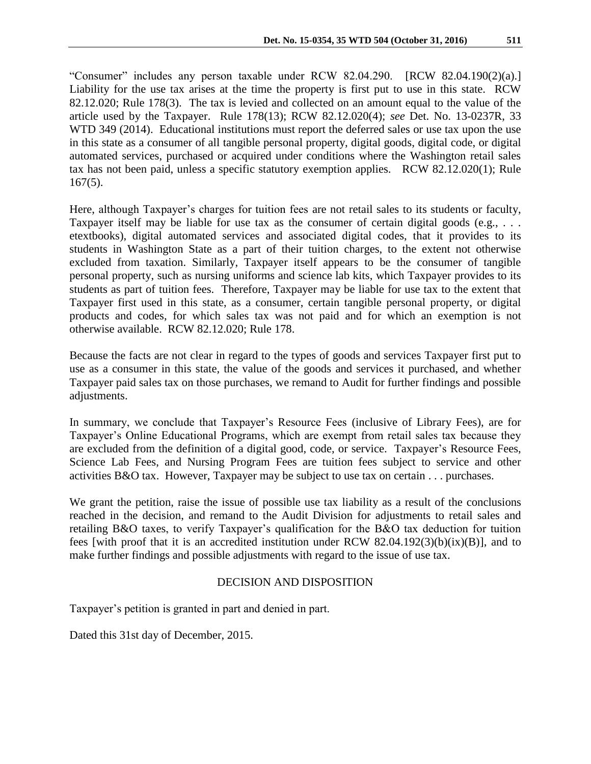"Consumer" includes any person taxable under RCW 82.04.290. [RCW 82.04.190(2)(a).] Liability for the use tax arises at the time the property is first put to use in this state. RCW 82.12.020; Rule 178(3). The tax is levied and collected on an amount equal to the value of the article used by the Taxpayer. Rule 178(13); RCW 82.12.020(4); *see* Det. No. 13-0237R, 33 WTD 349 (2014). Educational institutions must report the deferred sales or use tax upon the use in this state as a consumer of all tangible personal property, digital goods, digital code, or digital automated services, purchased or acquired under conditions where the Washington retail sales tax has not been paid, unless a specific statutory exemption applies. RCW 82.12.020(1); Rule 167(5).

Here, although Taxpayer's charges for tuition fees are not retail sales to its students or faculty, Taxpayer itself may be liable for use tax as the consumer of certain digital goods (e.g., . . . etextbooks), digital automated services and associated digital codes, that it provides to its students in Washington State as a part of their tuition charges, to the extent not otherwise excluded from taxation. Similarly, Taxpayer itself appears to be the consumer of tangible personal property, such as nursing uniforms and science lab kits, which Taxpayer provides to its students as part of tuition fees. Therefore, Taxpayer may be liable for use tax to the extent that Taxpayer first used in this state, as a consumer, certain tangible personal property, or digital products and codes, for which sales tax was not paid and for which an exemption is not otherwise available. RCW 82.12.020; Rule 178.

Because the facts are not clear in regard to the types of goods and services Taxpayer first put to use as a consumer in this state, the value of the goods and services it purchased, and whether Taxpayer paid sales tax on those purchases, we remand to Audit for further findings and possible adjustments.

In summary, we conclude that Taxpayer's Resource Fees (inclusive of Library Fees), are for Taxpayer's Online Educational Programs, which are exempt from retail sales tax because they are excluded from the definition of a digital good, code, or service. Taxpayer's Resource Fees, Science Lab Fees, and Nursing Program Fees are tuition fees subject to service and other activities B&O tax. However, Taxpayer may be subject to use tax on certain . . . purchases.

We grant the petition, raise the issue of possible use tax liability as a result of the conclusions reached in the decision, and remand to the Audit Division for adjustments to retail sales and retailing B&O taxes, to verify Taxpayer's qualification for the B&O tax deduction for tuition fees [with proof that it is an accredited institution under RCW 82.04.192(3)(b)(ix)(B)], and to make further findings and possible adjustments with regard to the issue of use tax.

## DECISION AND DISPOSITION

Taxpayer's petition is granted in part and denied in part.

Dated this 31st day of December, 2015.